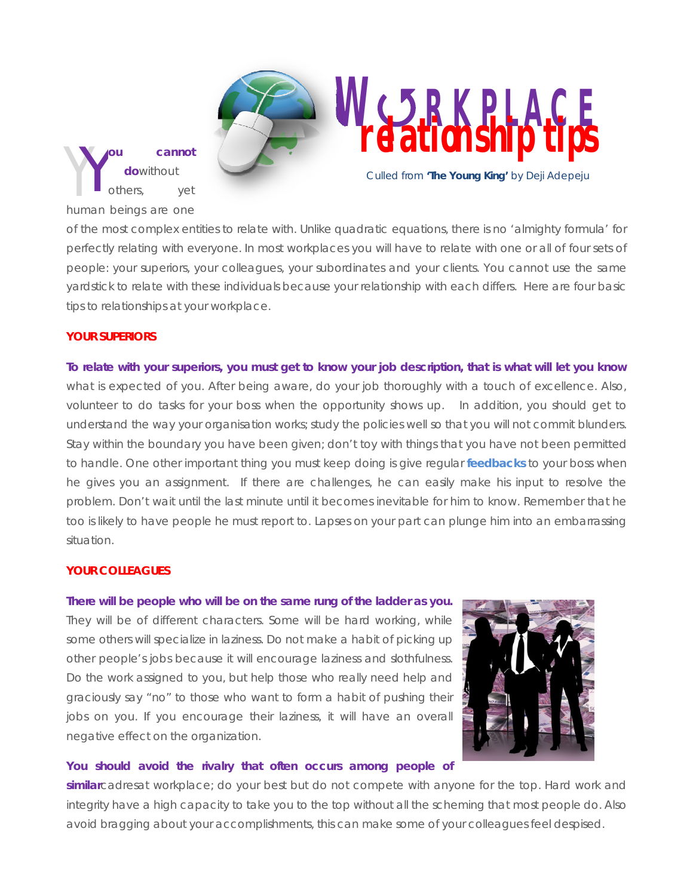# WORKPLACE relationship tips

Culled from **'The Young King'** by Deji Adepeju

**You cannot do** without others, yet human beings are one of the most complex entities to relate with. Unlike quadratic equations, there is no 'almighty formula' for perfectly relating with everyone. In most workplaces you will have to relate with one or all of four sets of people: your superiors, your colleagues, your subordinates and your clients. You cannot use the same yardstick to relate with these individuals because your relationship with each differs. Here are four basic tips to relationships at your workplace.

## YOUR SUPERIORS

**To relate with your superiors, you must get to know your job description, that is what will let you know** what is expected of you. After being aware, do your job thoroughly with a touch of excellence. Also, volunteer to do tasks for your boss when the opportunity shows up. In addition, you should get to understand the way your organisation works; study the policies well so that you will not commit blunders. Stay within the boundary you have been given; don't toy with things that you have not been permitted to handle. One other important thing you must keep doing is give regular **feedbacks** to your boss when he gives you an assignment. If there are challenges, he can easily make his input to resolve the problem. Don't wait until the last minute until it becomes inevitable for him to know. Remember that he too is likely to have people he must report to. Lapses on your part can plunge him into an embarrassing situation.

## YOUR COLLEAGUES

**There will be people who will be on the same rung of the ladder as you.** They will be of different characters. Some will be hard working, while some others will specialize in laziness. Do not make a habit of picking up other people's jobs because it will encourage laziness and slothfulness. Do the work assigned to you, but help those who really need help and graciously say "no" to those who want to form a habit of pushing their jobs on you. If you encourage their laziness, it will have an overall negative effect on the organization.

**You should avoid the rivalry that often occurs among people of similar** cadres at workplace; do your best but do not compete with anyone for the top. Hard work and integrity have a high capacity to take you to the top without all the scheming that most people do. Also avoid bragging about your accomplishments, this can make some of your colleagues feel despised.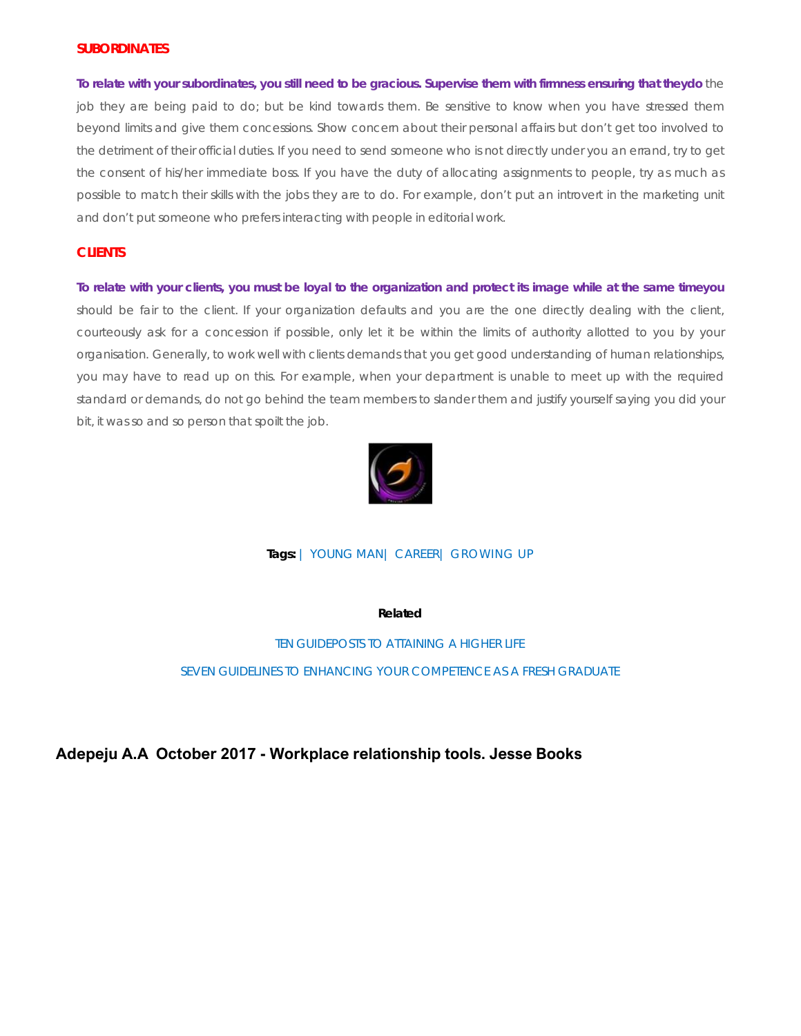## SUBORDINATES

**To relate with your subordinates, you still need to be gracious. Supervise them with firmness ensuring that theydo** the job they are being paid to do; but be kind towards them. Be sensitive to know when you have stressed them beyond limits and give them concessions. Show concern about their personal affairs but don't get too involved to the detriment of their official duties. If you need to send someone who is not directly under you an errand, try to get the consent of his/her immediate boss. If you have the duty of allocating assignments to people, try as much as possible to match their skills with the jobs they are to do. For example, don't put an introvert in the marketing unit and don't put someone who prefers interacting with people in editorial work.

## CLIENTS

**To relate with your clients, you must be loyal to the organization and protect its image while at the same timeyou** should be fair to the client. If your organization defaults and you are the one directly dealing with the client, courteously ask for a concession if possible, only let it be within the limits of authority allotted to you by your organisation. Generally, to work well with clients demands that you get good understanding of human relationships, you may have to read up on this. For example, when your department is unable to meet up with the required standard or demands, do not go behind the team members to slander them and justify yourself saying you did your bit, it was so and so person that spoilt the job.

**Tags:** | YOUNG MAN| CAREER| GROWING UP

**Related**

TEN GUIDEPOSTS TO ATTAINING A HIGHER LIFE

SEVEN GUIDELINES TO ENHANCING YOUR COMPETENCE AS A FRESH GRADUATE

**Adepeju A.A October 2017 - Workplace relationship tools. Jesse Books**